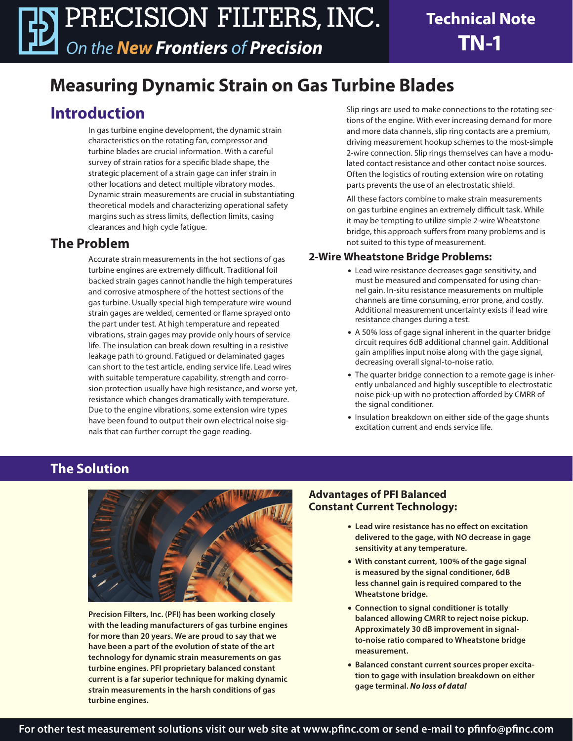# PRECISION FILTERS, INC.

*On the New Frontiers of Precision*

**Technical Note TN-1**

# Measuring Dynamic Strain on Gas Turbine Blades

## Introduction

In gas turbine engine development, the dynamic strain characteristics on the rotating fan, compressor and turbine blades are crucial information. With a careful survey of strain ratios for a specific blade shape, the strategic placement of a strain gage can infer strain in other locations and detect multiple vibratory modes. Dynamic strain measurements are crucial in substantiating theoretical models and characterizing operational safety margins such as stress limits, deflection limits, casing clearances and high cycle fatigue.

## The Problem

Accurate strain measurements in the hot sections of gas turbine engines are extremely difficult. Traditional foil backed strain gages cannot handle the high temperatures and corrosive atmosphere of the hottest sections of the gas turbine. Usually special high temperature wire wound strain gages are welded, cemented or flame sprayed onto the part under test. At high temperature and repeated vibrations, strain gages may provide only hours of service life. The insulation can break down resulting in a resistive leakage path to ground. Fatigued or delaminated gages can short to the test article, ending service life. Lead wires with suitable temperature capability, strength and corrosion protection usually have high resistance, and worse yet, resistance which changes dramatically with temperature. Due to the engine vibrations, some extension wire types have been found to output their own electrical noise signals that can further corrupt the gage reading.

Slip rings are used to make connections to the rotating sections of the engine. With ever increasing demand for more and more data channels, slip ring contacts are a premium, driving measurement hookup schemes to the most-simple 2-wire connection. Slip rings themselves can have a modulated contact resistance and other contact noise sources. Often the logistics of routing extension wire on rotating parts prevents the use of an electrostatic shield.

All these factors combine to make strain measurements on gas turbine engines an extremely difficult task. While it may be tempting to utilize simple 2-wire Wheatstone bridge, this approach suffers from many problems and is not suited to this type of measurement.

### 2-Wire Wheatstone Bridge Problems:

- Lead wire resistance decreases gage sensitivity, and must be measured and compensated for using channel gain. In-situ resistance measurements on multiple channels are time consuming, error prone, and costly. Additional measurement uncertainty exists if lead wire resistance changes during a test.
- A 50% loss of gage signal inherent in the quarter bridge circuit requires 6dB additional channel gain. Additional gain amplifies input noise along with the gage signal, decreasing overall signal-to-noise ratio.
- The quarter bridge connection to a remote gage is inherently unbalanced and highly susceptible to electrostatic noise pick-up with no protection afforded by CMRR of the signal conditioner.
- Insulation breakdown on either side of the gage shunts excitation current and ends service life.

## The Solution

**Precision Filters, Inc. (PFI) has been working closely with the leading manufacturers of gas turbine engines for more than 20 years. We are proud to say that we have been a part of the evolution of state of the art technology for dynamic strain measurements on gas turbine engines. PFI proprietary balanced constant current is a far superior technique for making dynamic strain measurements in the harsh conditions of gas turbine engines.**

### Advantages of PFI Balanced Constant Current Technology:

- **Lead wire resistance has no effect on excitation delivered to the gage, with NO decrease in gage sensitivity at any temperature.**
- **With constant current, 100% of the gage signal is measured by the signal conditioner, 6dB less channel gain is required compared to the Wheatstone bridge.**
- **Connection to signal conditioner is totally balanced allowing CMRR to reject noise pickup. Approximately 30 dB improvement in signal-to-noise ratio compared to Wheatstone bridge measurement.**
- **Balanced constant current sources proper excitation to gage with insulation breakdown on either gage terminal. *No loss of data!***

For other test measurement solutions visit our web site at www.pfinc.com or send e-mail to pfinfo@pfinc.com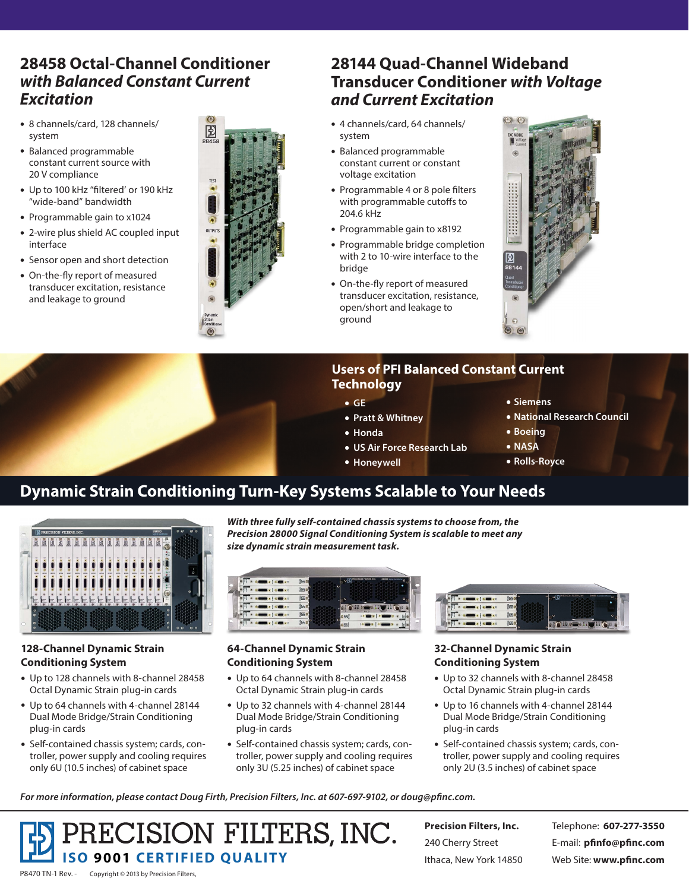## 28458 Octal-Channel Conditioner *with Balanced Constant Current Excitation*

- 8 channels/card, 128 channels/system
- Balanced programmable constant current source with 20 V compliance
- Up to 100 kHz "filtered' or 190 kHz "wide-band" bandwidth
- Programmable gain to x1024
- 2-wire plus shield AC coupled input interface
- Sensor open and short detection
- On-the-fly report of measured transducer excitation, resistance and leakage to ground

## 28144 Quad-Channel Wideband Transducer Conditioner *with Voltage and Current Excitation*

- 4 channels/card, 64 channels/system
- Balanced programmable constant current or constant voltage excitation
- Programmable 4 or 8 pole filters with programmable cutoffs to 204.6 kHz
- Programmable gain to x8192
- Programmable bridge completion with 2 to 10-wire interface to the bridge
- On-the-fly report of measured transducer excitation, resistance, open/short and leakage to ground

### Users of PFI Balanced Constant Current Technology

- **GE**
- **Pratt & Whitney**
- **Honda**
- **US Air Force Research Lab**
- **Honeywell**
- **Siemens**
- **National Research Council**
- **Boeing**
- **NASA**
- **Rolls-Royce**

## Dynamic Strain Conditioning Turn-Key Systems Scalable to Your Needs

***With three fully self-contained chassis systems to choose from, the Precision 28000 Signal Conditioning System is scalable to meet any size dynamic strain measurement task.***

### 128-Channel Dynamic Strain Conditioning System

- Up to 128 channels with 8-channel 28458 Octal Dynamic Strain plug-in cards
- Up to 64 channels with 4-channel 28144 Dual Mode Bridge/Strain Conditioning plug-in cards
- Self-contained chassis system; cards, controller, power supply and cooling requires only 6U (10.5 inches) of cabinet space

### 64-Channel Dynamic Strain Conditioning System

- Up to 64 channels with 8-channel 28458 Octal Dynamic Strain plug-in cards
- Up to 32 channels with 4-channel 28144 Dual Mode Bridge/Strain Conditioning plug-in cards
- Self-contained chassis system; cards, controller, power supply and cooling requires only 3U (5.25 inches) of cabinet space

### 32-Channel Dynamic Strain Conditioning System

- Up to 32 channels with 8-channel 28458 Octal Dynamic Strain plug-in cards
- Up to 16 channels with 4-channel 28144 Dual Mode Bridge/Strain Conditioning plug-in cards
- Self-contained chassis system; cards, controller, power supply and cooling requires only 2U (3.5 inches) of cabinet space

***For more information, please contact Doug Firth, Precision Filters, Inc. at 607-697-9102, or doug@pfinc.com.***

**PRECISION FILTERS, INC.**
**ISO 9001 CERTIFIED QUALITY**

**Precision Filters, Inc.**
240 Cherry Street
Ithaca, New York 14850

Telephone: **607-277-3550**
E-mail: **pfinfo@pfinc.com**
Web Site: **www.pfinc.com**

P8470 TN-1 Rev. - Copyright © 2013 by Precision Filters,